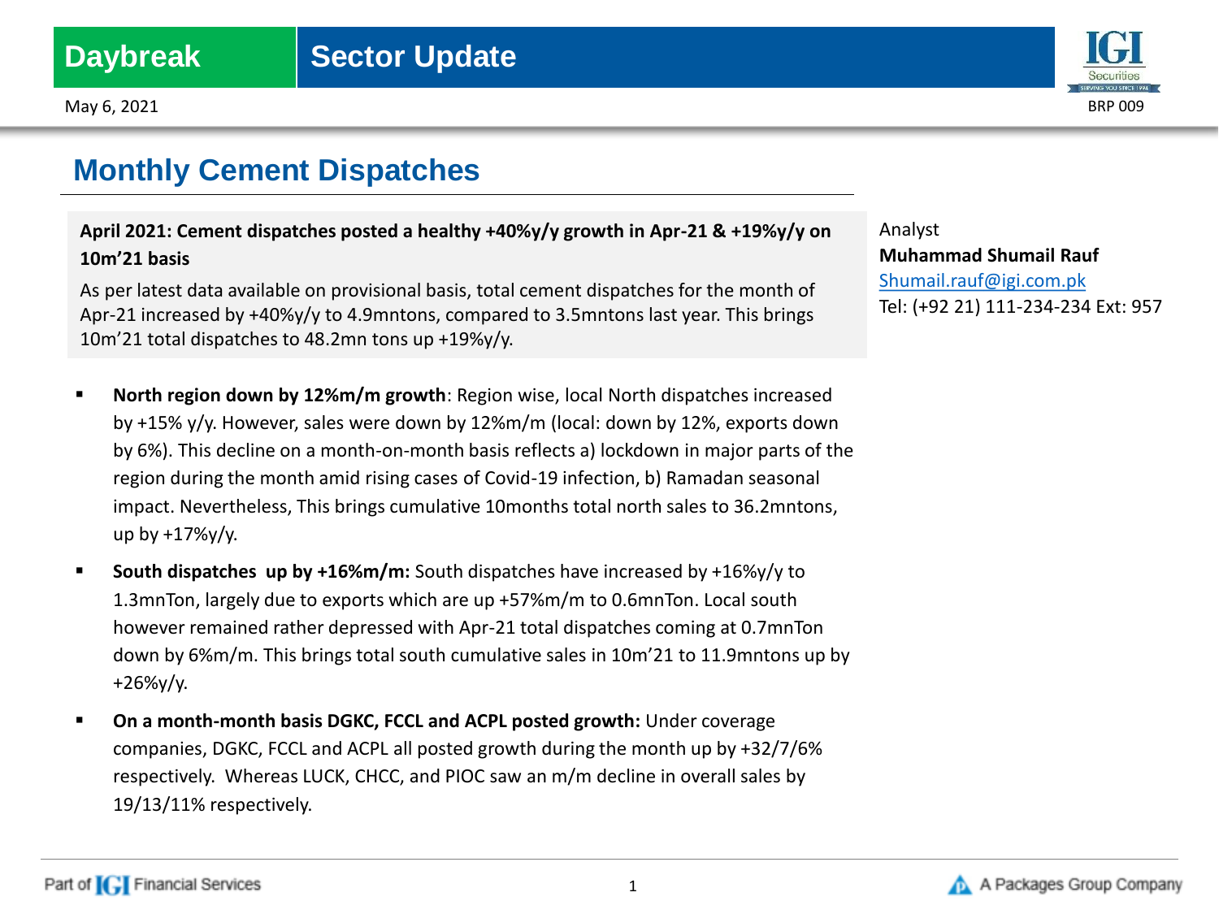Daybreak | Sector Update

May 6, 2021

BRP 009

# Monthly Cement Dispatches

**April 2021: Cement dispatches posted a healthy +40%y/y growth in Apr-21 & +19%y/y on 10m'21 basis**

As per latest data available on provisional basis, total cement dispatches for the month of Apr-21 increased by +40%y/y to 4.9mntons, compared to 3.5mntons last year. This brings 10m'21 total dispatches to 48.2mn tons up +19%y/y.

- **North region down by 12%m/m growth**: Region wise, local North dispatches increased by +15% y/y. However, sales were down by 12%m/m (local: down by 12%, exports down by 6%). This decline on a month-on-month basis reflects a) lockdown in major parts of the region during the month amid rising cases of Covid-19 infection, b) Ramadan seasonal impact. Nevertheless, This brings cumulative 10months total north sales to 36.2mntons, up by +17%y/y.
- **South dispatches up by +16%m/m:** South dispatches have increased by +16%y/y to 1.3mnTon, largely due to exports which are up +57%m/m to 0.6mnTon. Local south however remained rather depressed with Apr-21 total dispatches coming at 0.7mnTon down by 6%m/m. This brings total south cumulative sales in 10m'21 to 11.9mntons up by +26%y/y.
- **On a month-month basis DGKC, FCCL and ACPL posted growth:** Under coverage companies, DGKC, FCCL and ACPL all posted growth during the month up by +32/7/6% respectively. Whereas LUCK, CHCC, and PIOC saw an m/m decline in overall sales by 19/13/11% respectively.

Analyst
**Muhammad Shumail Rauf**
Shumail.rauf@igi.com.pk
Tel: (+92 21) 111-234-234 Ext: 957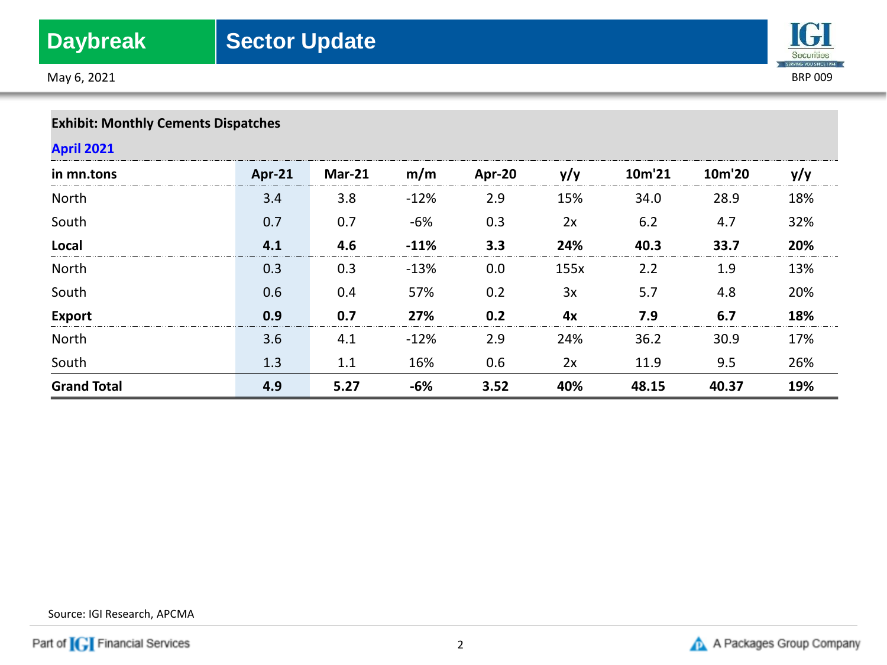**Exhibit: Monthly Cements Dispatches**

**April 2021**

| in mn.tons | Apr-21 | Mar-21 | m/m | Apr-20 | y/y | 10m'21 | 10m'20 | y/y |
|---|---|---|---|---|---|---|---|---|
| North | 3.4 | 3.8 | -12% | 2.9 | 15% | 34.0 | 28.9 | 18% |
| South | 0.7 | 0.7 | -6% | 0.3 | 2x | 6.2 | 4.7 | 32% |
| **Local** | **4.1** | **4.6** | **-11%** | **3.3** | **24%** | **40.3** | **33.7** | **20%** |
| North | 0.3 | 0.3 | -13% | 0.0 | 155x | 2.2 | 1.9 | 13% |
| South | 0.6 | 0.4 | 57% | 0.2 | 3x | 5.7 | 4.8 | 20% |
| **Export** | **0.9** | **0.7** | **27%** | **0.2** | **4x** | **7.9** | **6.7** | **18%** |
| North | 3.6 | 4.1 | -12% | 2.9 | 24% | 36.2 | 30.9 | 17% |
| South | 1.3 | 1.1 | 16% | 0.6 | 2x | 11.9 | 9.5 | 26% |
| **Grand Total** | **4.9** | **5.27** | **-6%** | **3.52** | **40%** | **48.15** | **40.37** | **19%** |

Source: IGI Research, APCMA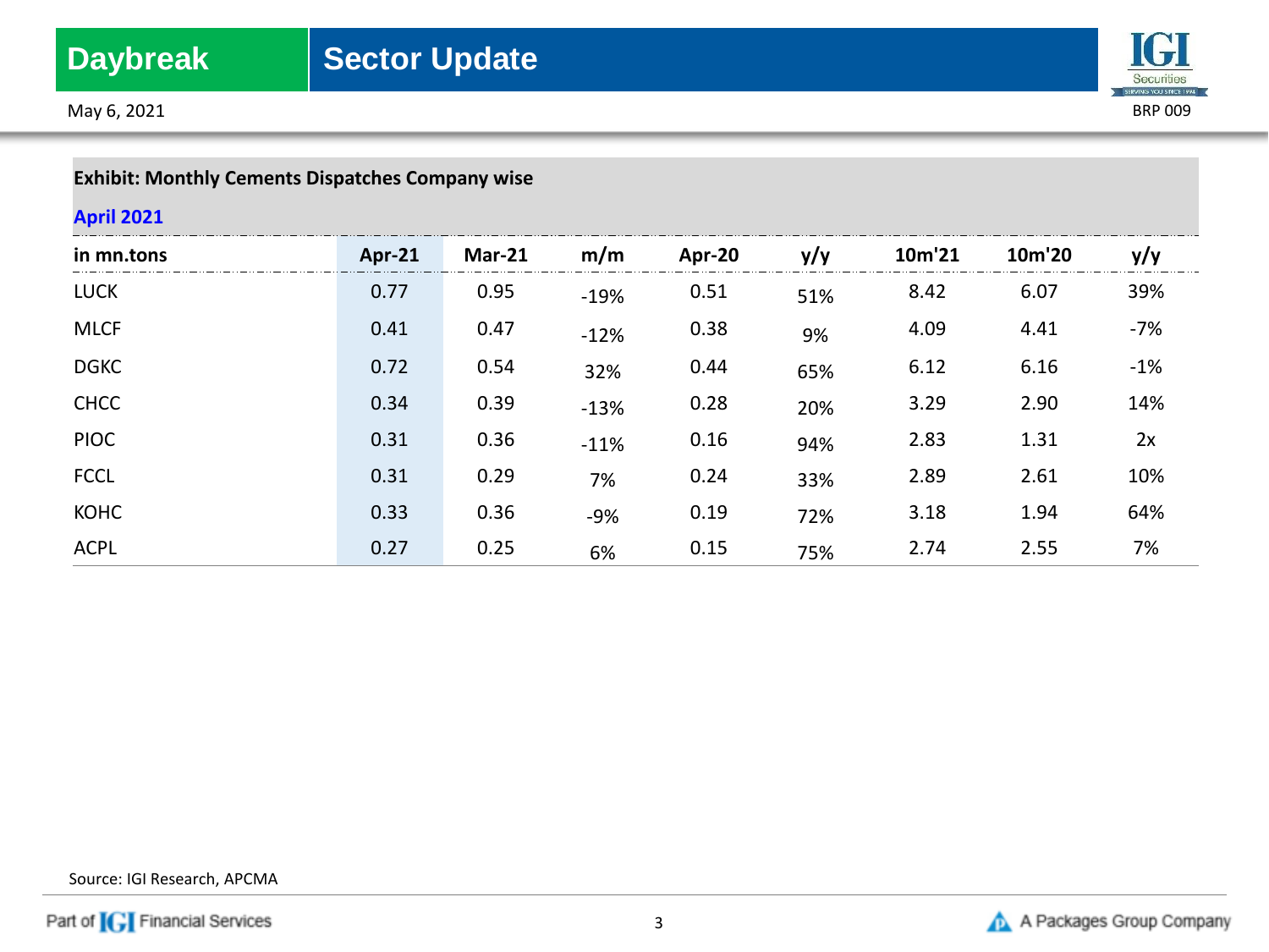**Exhibit: Monthly Cements Dispatches Company wise**

**April 2021**

| in mn.tons | Apr-21 | Mar-21 | m/m | Apr-20 | y/y | 10m'21 | 10m'20 | y/y |
|---|---|---|---|---|---|---|---|---|
| LUCK | 0.77 | 0.95 | -19% | 0.51 | 51% | 8.42 | 6.07 | 39% |
| MLCF | 0.41 | 0.47 | -12% | 0.38 | 9% | 4.09 | 4.41 | -7% |
| DGKC | 0.72 | 0.54 | 32% | 0.44 | 65% | 6.12 | 6.16 | -1% |
| CHCC | 0.34 | 0.39 | -13% | 0.28 | 20% | 3.29 | 2.90 | 14% |
| PIOC | 0.31 | 0.36 | -11% | 0.16 | 94% | 2.83 | 1.31 | 2x |
| FCCL | 0.31 | 0.29 | 7% | 0.24 | 33% | 2.89 | 2.61 | 10% |
| KOHC | 0.33 | 0.36 | -9% | 0.19 | 72% | 3.18 | 1.94 | 64% |
| ACPL | 0.27 | 0.25 | 6% | 0.15 | 75% | 2.74 | 2.55 | 7% |

Source: IGI Research, APCMA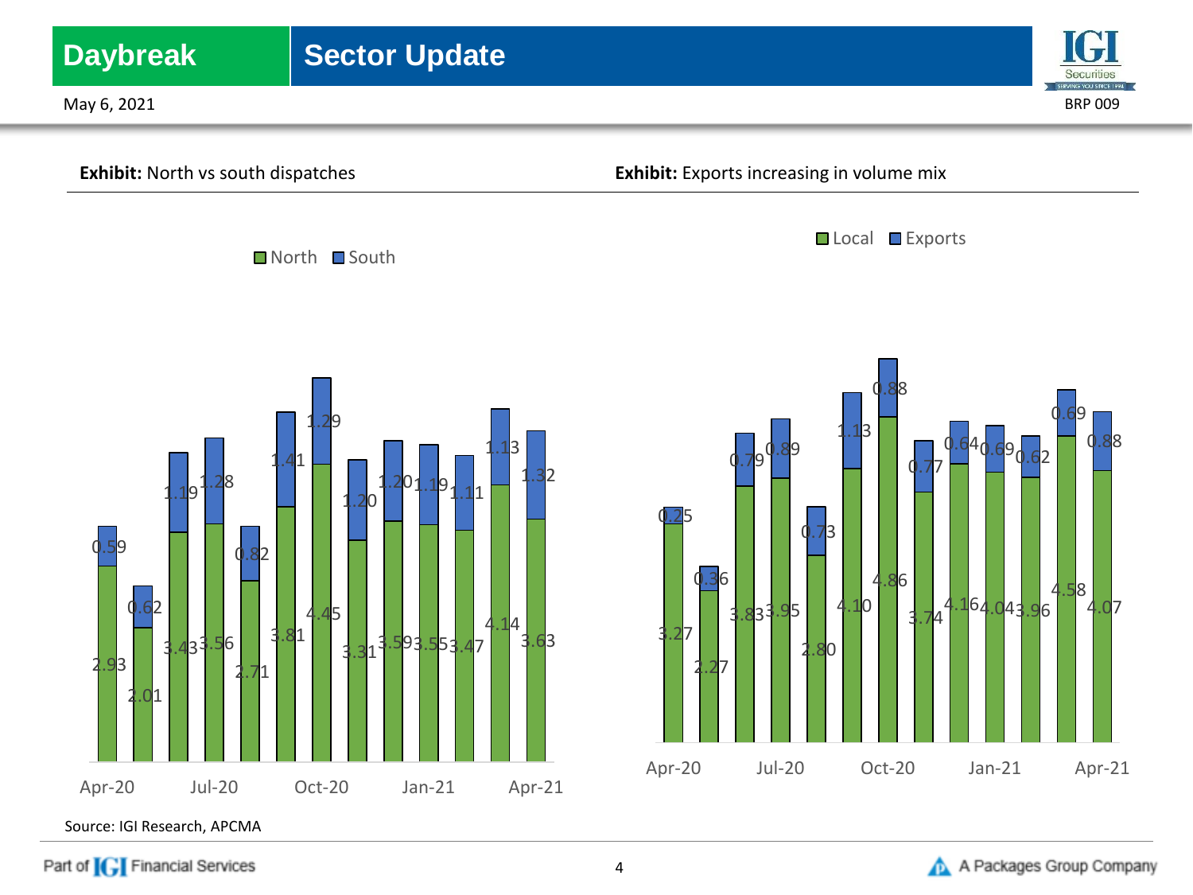**Exhibit:** North vs south dispatches

| Month | North | South |
|---|---|---|
| Apr-20 | 2.93 | 0.59 |
| May-20 | 2.01 | 0.62 |
| Jun-20 | 3.43 | 1.19 |
| Jul-20 | 3.56 | 1.28 |
| Aug-20 | 2.71 | 0.82 |
| Sep-20 | 3.81 | 1.41 |
| Oct-20 | 4.45 | 1.29 |
| Nov-20 | 3.31 | 1.20 |
| Dec-20 | 3.59 | 1.20 |
| Jan-21 | 3.55 | 1.19 |
| Feb-21 | 3.47 | 1.11 |
| Mar-21 | 4.14 | 1.13 |
| Apr-21 | 3.63 | 1.32 |

**Exhibit:** Exports increasing in volume mix

| Month | Local | Exports |
|---|---|---|
| Apr-20 | 3.27 | 0.25 |
| May-20 | 2.27 | 0.36 |
| Jun-20 | 3.83 | 0.79 |
| Jul-20 | 3.95 | 0.89 |
| Aug-20 | 2.80 | 0.73 |
| Sep-20 | 4.10 | 1.13 |
| Oct-20 | 4.86 | 0.88 |
| Nov-20 | 3.74 | 0.77 |
| Dec-20 | 4.16 | 0.64 |
| Jan-21 | 4.04 | 0.69 |
| Feb-21 | 3.96 | 0.62 |
| Mar-21 | 4.58 | 0.69 |
| Apr-21 | 4.07 | 0.88 |

Source: IGI Research, APCMA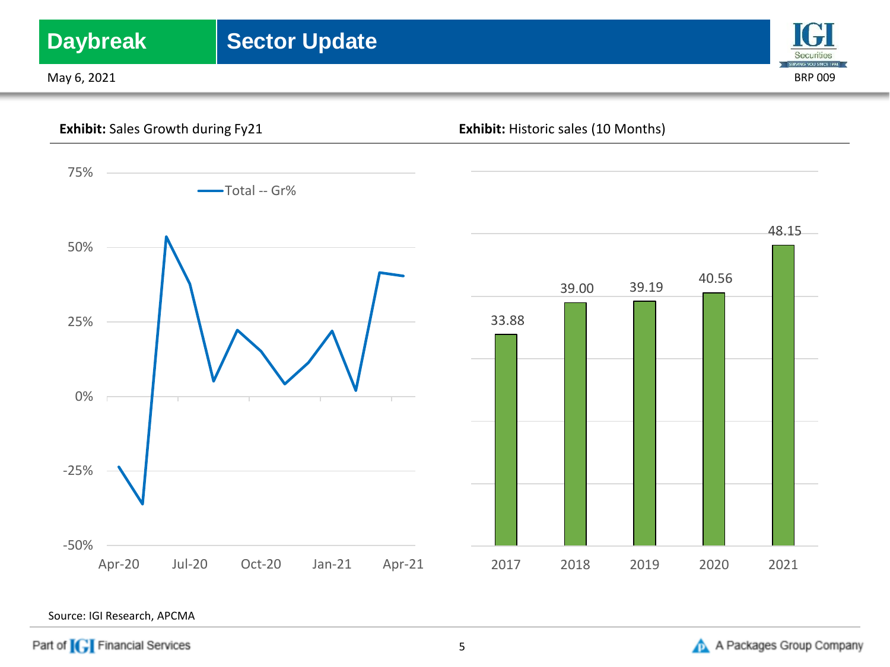**Exhibit:** Sales Growth during Fy21

**Exhibit:** Historic sales (10 Months)

| Year | Sales |
|---|---|
| 2017 | 33.88 |
| 2018 | 39.00 |
| 2019 | 39.19 |
| 2020 | 40.56 |
| 2021 | 48.15 |

Source: IGI Research, APCMA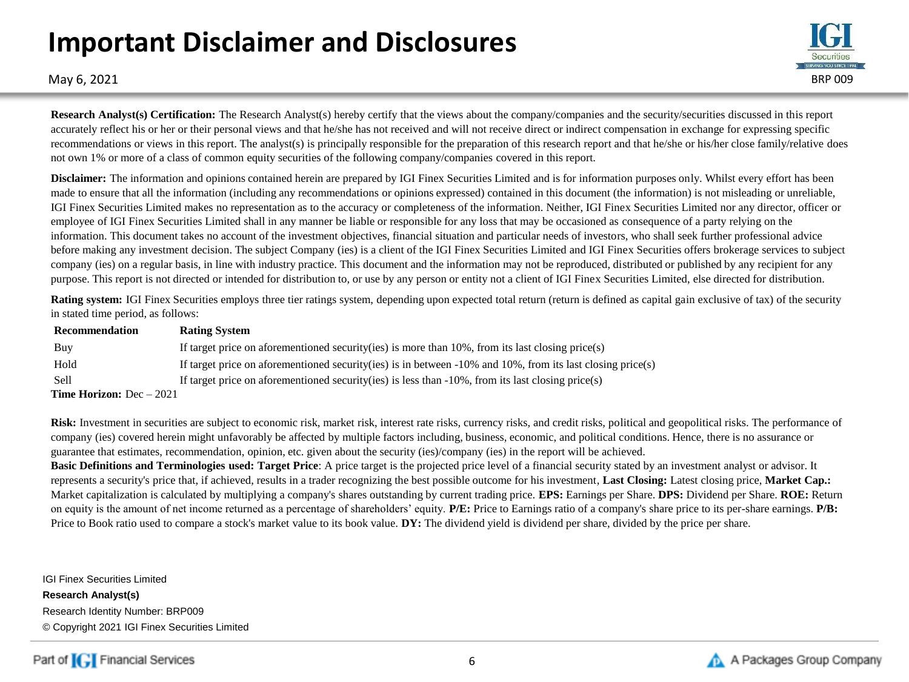# Important Disclaimer and Disclosures

May 6, 2021

**Research Analyst(s) Certification:** The Research Analyst(s) hereby certify that the views about the company/companies and the security/securities discussed in this report accurately reflect his or her or their personal views and that he/she has not received and will not receive direct or indirect compensation in exchange for expressing specific recommendations or views in this report. The analyst(s) is principally responsible for the preparation of this research report and that he/she or his/her close family/relative does not own 1% or more of a class of common equity securities of the following company/companies covered in this report.

**Disclaimer:** The information and opinions contained herein are prepared by IGI Finex Securities Limited and is for information purposes only. Whilst every effort has been made to ensure that all the information (including any recommendations or opinions expressed) contained in this document (the information) is not misleading or unreliable, IGI Finex Securities Limited makes no representation as to the accuracy or completeness of the information. Neither, IGI Finex Securities Limited nor any director, officer or employee of IGI Finex Securities Limited shall in any manner be liable or responsible for any loss that may be occasioned as consequence of a party relying on the information. This document takes no account of the investment objectives, financial situation and particular needs of investors, who shall seek further professional advice before making any investment decision. The subject Company (ies) is a client of the IGI Finex Securities Limited and IGI Finex Securities offers brokerage services to subject company (ies) on a regular basis, in line with industry practice. This document and the information may not be reproduced, distributed or published by any recipient for any purpose. This report is not directed or intended for distribution to, or use by any person or entity not a client of IGI Finex Securities Limited, else directed for distribution.

**Rating system:** IGI Finex Securities employs three tier ratings system, depending upon expected total return (return is defined as capital gain exclusive of tax) of the security in stated time period, as follows:

| **Recommendation** | **Rating System** |
|---|---|
| Buy | If target price on aforementioned security(ies) is more than 10%, from its last closing price(s) |
| Hold | If target price on aforementioned security(ies) is in between -10% and 10%, from its last closing price(s) |
| Sell | If target price on aforementioned security(ies) is less than -10%, from its last closing price(s) |

**Time Horizon:** Dec – 2021

**Risk:** Investment in securities are subject to economic risk, market risk, interest rate risks, currency risks, and credit risks, political and geopolitical risks. The performance of company (ies) covered herein might unfavorably be affected by multiple factors including, business, economic, and political conditions. Hence, there is no assurance or guarantee that estimates, recommendation, opinion, etc. given about the security (ies)/company (ies) in the report will be achieved.

**Basic Definitions and Terminologies used: Target Price**: A price target is the projected price level of a financial security stated by an investment analyst or advisor. It represents a security's price that, if achieved, results in a trader recognizing the best possible outcome for his investment, **Last Closing:** Latest closing price, **Market Cap.:** Market capitalization is calculated by multiplying a company's shares outstanding by current trading price. **EPS:** Earnings per Share. **DPS:** Dividend per Share. **ROE:** Return on equity is the amount of net income returned as a percentage of shareholders' equity. **P/E:** Price to Earnings ratio of a company's share price to its per-share earnings. **P/B:** Price to Book ratio used to compare a stock's market value to its book value. **DY:** The dividend yield is dividend per share, divided by the price per share.

IGI Finex Securities Limited

**Research Analyst(s)**

Research Identity Number: BRP009

© Copyright 2021 IGI Finex Securities Limited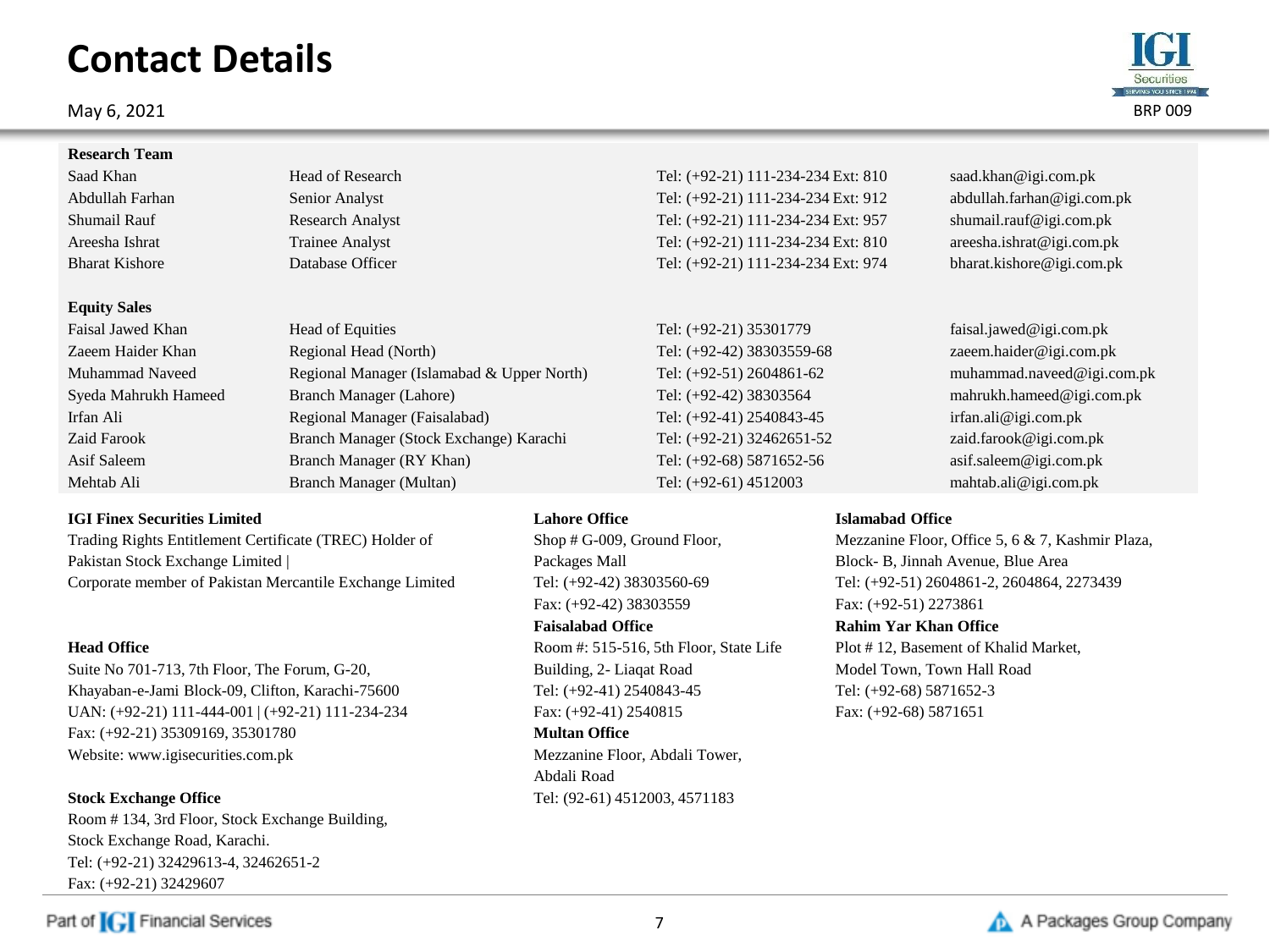# Contact Details

May 6, 2021

BRP 009

| | | | |
|---|---|---|---|
| **Research Team** | | | |
| Saad Khan | Head of Research | Tel: (+92-21) 111-234-234 Ext: 810 | saad.khan@igi.com.pk |
| Abdullah Farhan | Senior Analyst | Tel: (+92-21) 111-234-234 Ext: 912 | abdullah.farhan@igi.com.pk |
| Shumail Rauf | Research Analyst | Tel: (+92-21) 111-234-234 Ext: 957 | shumail.rauf@igi.com.pk |
| Areesha Ishrat | Trainee Analyst | Tel: (+92-21) 111-234-234 Ext: 810 | areesha.ishrat@igi.com.pk |
| Bharat Kishore | Database Officer | Tel: (+92-21) 111-234-234 Ext: 974 | bharat.kishore@igi.com.pk |
| **Equity Sales** | | | |
| Faisal Jawed Khan | Head of Equities | Tel: (+92-21) 35301779 | faisal.jawed@igi.com.pk |
| Zaeem Haider Khan | Regional Head (North) | Tel: (+92-42) 38303559-68 | zaeem.haider@igi.com.pk |
| Muhammad Naveed | Regional Manager (Islamabad & Upper North) | Tel: (+92-51) 2604861-62 | muhammad.naveed@igi.com.pk |
| Syeda Mahrukh Hameed | Branch Manager (Lahore) | Tel: (+92-42) 38303564 | mahrukh.hameed@igi.com.pk |
| Irfan Ali | Regional Manager (Faisalabad) | Tel: (+92-41) 2540843-45 | irfan.ali@igi.com.pk |
| Zaid Farook | Branch Manager (Stock Exchange) Karachi | Tel: (+92-21) 32462651-52 | zaid.farook@igi.com.pk |
| Asif Saleem | Branch Manager (RY Khan) | Tel: (+92-68) 5871652-56 | asif.saleem@igi.com.pk |
| Mehtab Ali | Branch Manager (Multan) | Tel: (+92-61) 4512003 | mahtab.ali@igi.com.pk |

**IGI Finex Securities Limited**
Trading Rights Entitlement Certificate (TREC) Holder of Pakistan Stock Exchange Limited |
Corporate member of Pakistan Mercantile Exchange Limited

**Head Office**
Suite No 701-713, 7th Floor, The Forum, G-20,
Khayaban-e-Jami Block-09, Clifton, Karachi-75600
UAN: (+92-21) 111-444-001 | (+92-21) 111-234-234
Fax: (+92-21) 35309169, 35301780
Website: www.igisecurities.com.pk

**Stock Exchange Office**
Room # 134, 3rd Floor, Stock Exchange Building,
Stock Exchange Road, Karachi.
Tel: (+92-21) 32429613-4, 32462651-2
Fax: (+92-21) 32429607

**Lahore Office**
Shop # G-009, Ground Floor,
Packages Mall
Tel: (+92-42) 38303560-69
Fax: (+92-42) 38303559

**Faisalabad Office**
Room #: 515-516, 5th Floor, State Life
Building, 2- Liaqat Road
Tel: (+92-41) 2540843-45
Fax: (+92-41) 2540815

**Multan Office**
Mezzanine Floor, Abdali Tower,
Abdali Road
Tel: (92-61) 4512003, 4571183

**Islamabad Office**
Mezzanine Floor, Office 5, 6 & 7, Kashmir Plaza,
Block- B, Jinnah Avenue, Blue Area
Tel: (+92-51) 2604861-2, 2604864, 2273439
Fax: (+92-51) 2273861

**Rahim Yar Khan Office**
Plot # 12, Basement of Khalid Market,
Model Town, Town Hall Road
Tel: (+92-68) 5871652-3
Fax: (+92-68) 5871651

Part of IGI Financial Services

A Packages Group Company